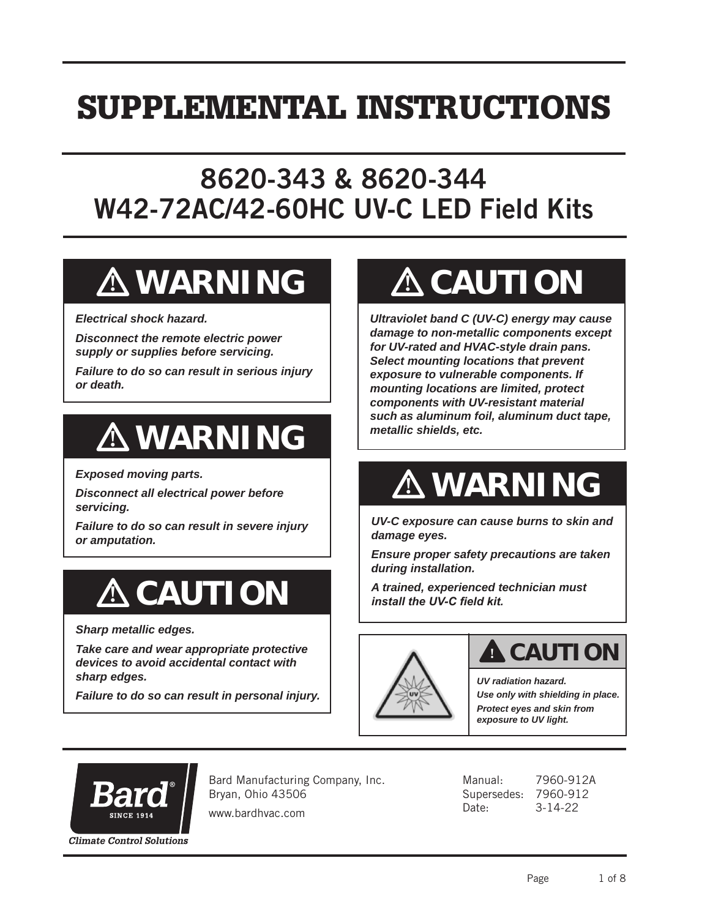# SUPPLEMENTAL INSTRUCTIONS

## 8620-343 & 8620-344
## W42-72AC/42-60HC UV-C LED Field Kits

### ⚠ WARNING

***Electrical shock hazard.***

***Disconnect the remote electric power supply or supplies before servicing.***

***Failure to do so can result in serious injury or death.***

### ⚠ WARNING

***Exposed moving parts.***

***Disconnect all electrical power before servicing.***

***Failure to do so can result in severe injury or amputation.***

### ⚠ CAUTION

***Sharp metallic edges.***

***Take care and wear appropriate protective devices to avoid accidental contact with sharp edges.***

***Failure to do so can result in personal injury.***

### ⚠ CAUTION

***Ultraviolet band C (UV-C) energy may cause damage to non-metallic components except for UV-rated and HVAC-style drain pans. Select mounting locations that prevent exposure to vulnerable components. If mounting locations are limited, protect components with UV-resistant material such as aluminum foil, aluminum duct tape, metallic shields, etc.***

### ⚠ WARNING

***UV-C exposure can cause burns to skin and damage eyes.***

***Ensure proper safety precautions are taken during installation.***

***A trained, experienced technician must install the UV-C field kit.***

### ⚠ CAUTION

***UV radiation hazard.***

***Use only with shielding in place.***

***Protect eyes and skin from exposure to UV light.***

---

Bard Manufacturing Company, Inc.
Bryan, Ohio 43506
www.bardhvac.com

Manual: 7960-912A
Supersedes: 7960-912
Date: 3-14-22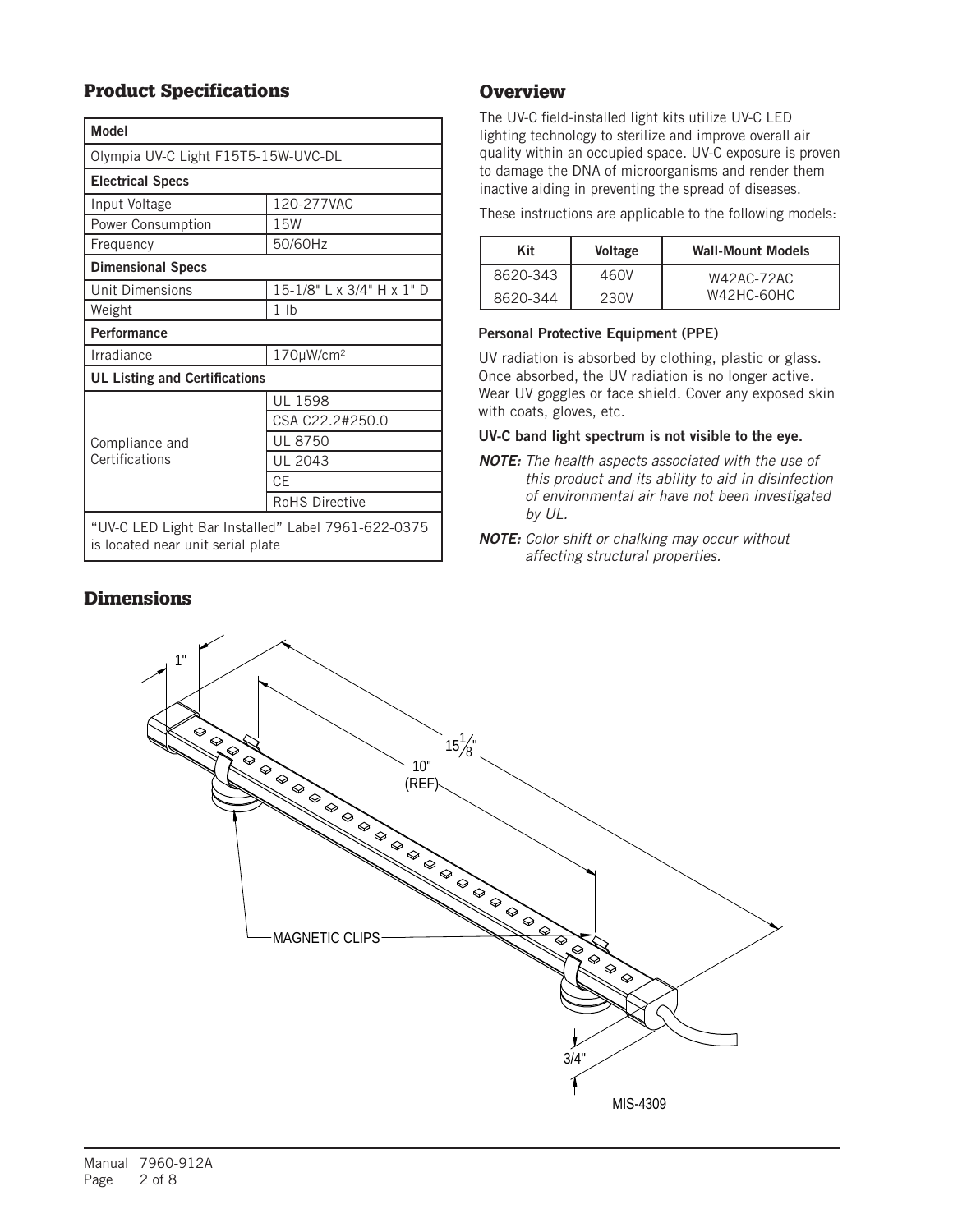## Product Specifications

| Model | |
|---|---|
| Olympia UV-C Light F15T5-15W-UVC-DL | |
| **Electrical Specs** | |
| Input Voltage | 120-277VAC |
| Power Consumption | 15W |
| Frequency | 50/60Hz |
| **Dimensional Specs** | |
| Unit Dimensions | 15-1/8" L x 3/4" H x 1" D |
| Weight | 1 lb |
| **Performance** | |
| Irradiance | 170μW/cm² |
| **UL Listing and Certifications** | |
| Compliance and Certifications | UL 1598 |
| | CSA C22.2#250.0 |
| | UL 8750 |
| | UL 2043 |
| | CE |
| | RoHS Directive |
| "UV-C LED Light Bar Installed" Label 7961-622-0375 is located near unit serial plate | |

## Overview

The UV-C field-installed light kits utilize UV-C LED lighting technology to sterilize and improve overall air quality within an occupied space. UV-C exposure is proven to damage the DNA of microorganisms and render them inactive aiding in preventing the spread of diseases.

These instructions are applicable to the following models:

| Kit | Voltage | Wall-Mount Models |
|---|---|---|
| 8620-343 | 460V | W42AC-72AC W42HC-60HC |
| 8620-344 | 230V | |

**Personal Protective Equipment (PPE)**

UV radiation is absorbed by clothing, plastic or glass. Once absorbed, the UV radiation is no longer active. Wear UV goggles or face shield. Cover any exposed skin with coats, gloves, etc.

**UV-C band light spectrum is not visible to the eye.**

***NOTE:*** *The health aspects associated with the use of this product and its ability to aid in disinfection of environmental air have not been investigated by UL.*

***NOTE:*** *Color shift or chalking may occur without affecting structural properties.*

## Dimensions

1"

15-1/8"

10" (REF)

MAGNETIC CLIPS

3/4"

MIS-4309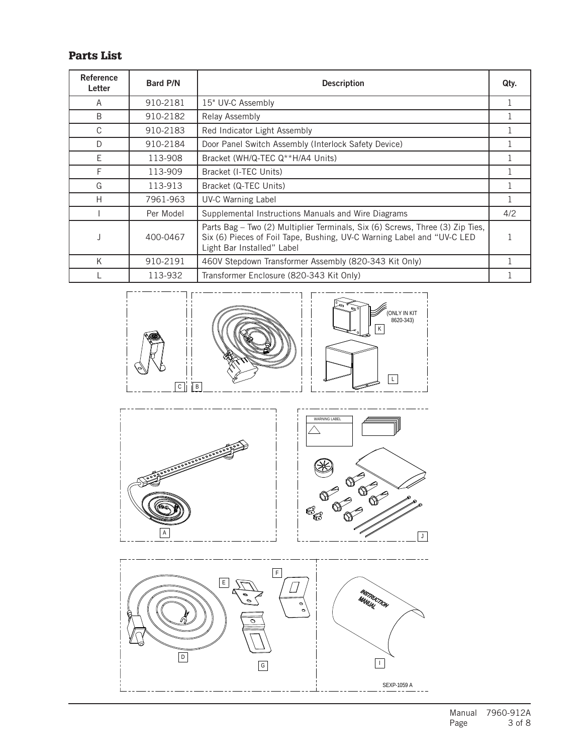## Parts List

| Reference Letter | Bard P/N | Description | Qty. |
|---|---|---|---|
| A | 910-2181 | 15" UV-C Assembly | 1 |
| B | 910-2182 | Relay Assembly | 1 |
| C | 910-2183 | Red Indicator Light Assembly | 1 |
| D | 910-2184 | Door Panel Switch Assembly (Interlock Safety Device) | 1 |
| E | 113-908 | Bracket (WH/Q-TEC Q**H/A4 Units) | 1 |
| F | 113-909 | Bracket (I-TEC Units) | 1 |
| G | 113-913 | Bracket (Q-TEC Units) | 1 |
| H | 7961-963 | UV-C Warning Label | 1 |
| I | Per Model | Supplemental Instructions Manuals and Wire Diagrams | 4/2 |
| J | 400-0467 | Parts Bag – Two (2) Multiplier Terminals, Six (6) Screws, Three (3) Zip Ties, Six (6) Pieces of Foil Tape, Bushing, UV-C Warning Label and "UV-C LED Light Bar Installed" Label | 1 |
| K | 910-2191 | 460V Stepdown Transformer Assembly (820-343 Kit Only) | 1 |
| L | 113-932 | Transformer Enclosure (820-343 Kit Only) | 1 |

(ONLY IN KIT 8620-343)

SEXP-1059 A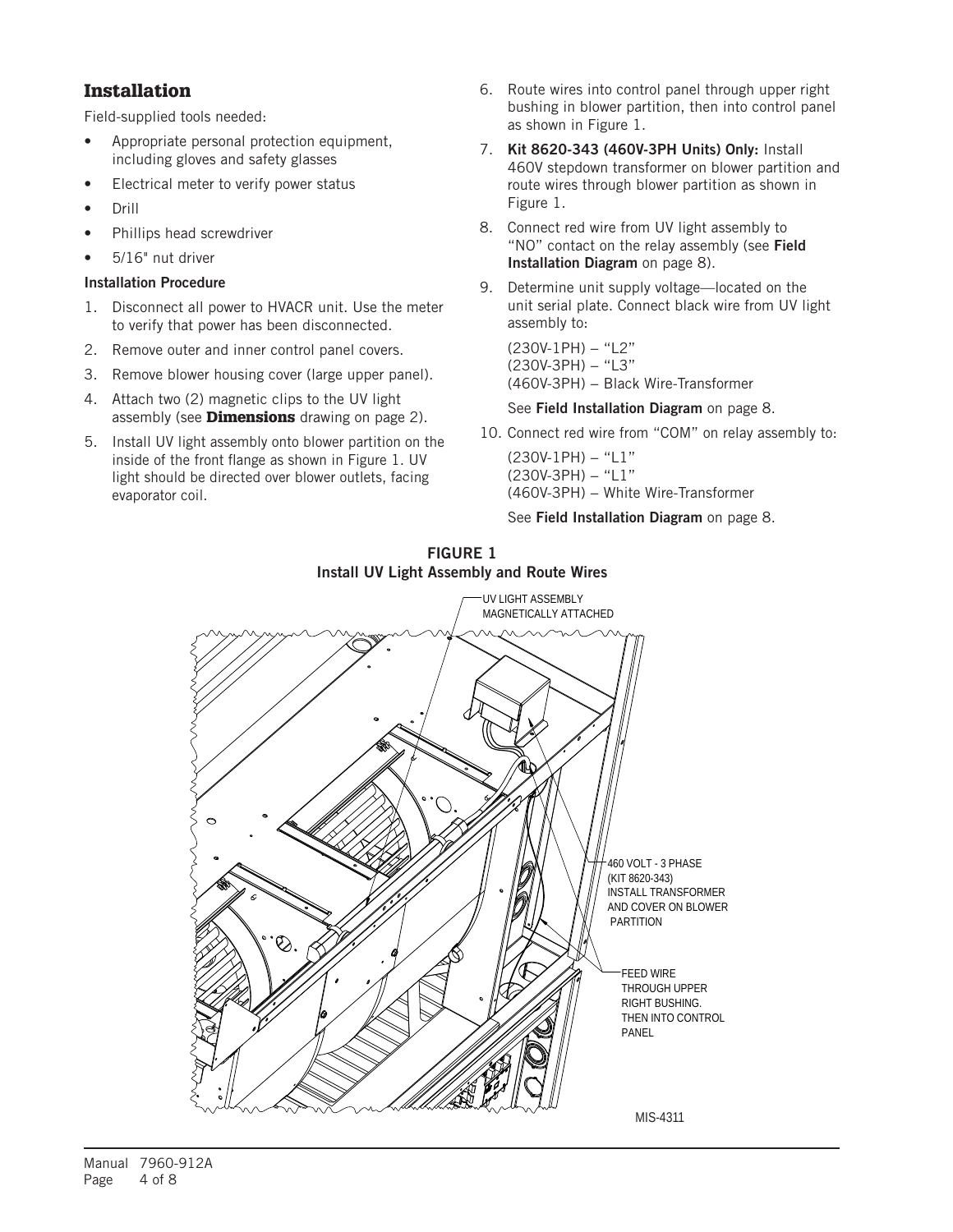## Installation

Field-supplied tools needed:

- Appropriate personal protection equipment, including gloves and safety glasses
- Electrical meter to verify power status
- Drill
- Phillips head screwdriver
- 5/16" nut driver

**Installation Procedure**

1. Disconnect all power to HVACR unit. Use the meter to verify that power has been disconnected.
2. Remove outer and inner control panel covers.
3. Remove blower housing cover (large upper panel).
4. Attach two (2) magnetic clips to the UV light assembly (see **Dimensions** drawing on page 2).
5. Install UV light assembly onto blower partition on the inside of the front flange as shown in Figure 1. UV light should be directed over blower outlets, facing evaporator coil.
6. Route wires into control panel through upper right bushing in blower partition, then into control panel as shown in Figure 1.
7. **Kit 8620-343 (460V-3PH Units) Only:** Install 460V stepdown transformer on blower partition and route wires through blower partition as shown in Figure 1.
8. Connect red wire from UV light assembly to "NO" contact on the relay assembly (see **Field Installation Diagram** on page 8).
9. Determine unit supply voltage—located on the unit serial plate. Connect black wire from UV light assembly to:

   (230V-1PH) – "L2"
   (230V-3PH) – "L3"
   (460V-3PH) – Black Wire-Transformer

   See **Field Installation Diagram** on page 8.
10. Connect red wire from "COM" on relay assembly to:

    (230V-1PH) – "L1"
    (230V-3PH) – "L1"
    (460V-3PH) – White Wire-Transformer

    See **Field Installation Diagram** on page 8.

**FIGURE 1**
**Install UV Light Assembly and Route Wires**

UV LIGHT ASSEMBLY MAGNETICALLY ATTACHED

460 VOLT - 3 PHASE (KIT 8620-343) INSTALL TRANSFORMER AND COVER ON BLOWER PARTITION

FEED WIRE THROUGH UPPER RIGHT BUSHING. THEN INTO CONTROL PANEL

MIS-4311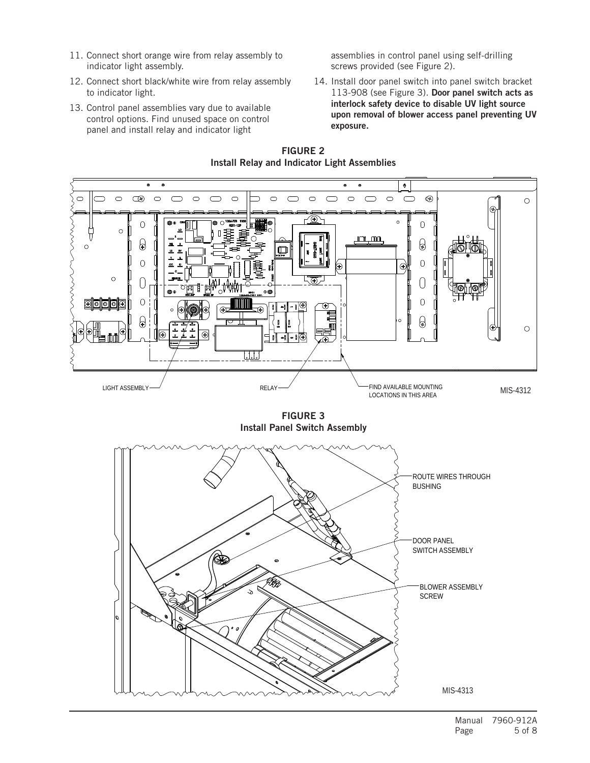11. Connect short orange wire from relay assembly to indicator light assembly.

12. Connect short black/white wire from relay assembly to indicator light.

13. Control panel assemblies vary due to available control options. Find unused space on control panel and install relay and indicator light assemblies in control panel using self-drilling screws provided (see Figure 2).

14. Install door panel switch into panel switch bracket 113-908 (see Figure 3). **Door panel switch acts as interlock safety device to disable UV light source upon removal of blower access panel preventing UV exposure.**

**FIGURE 2**
**Install Relay and Indicator Light Assemblies**

LIGHT ASSEMBLY

RELAY

FIND AVAILABLE MOUNTING LOCATIONS IN THIS AREA

MIS-4312

**FIGURE 3**
**Install Panel Switch Assembly**

ROUTE WIRES THROUGH BUSHING

DOOR PANEL SWITCH ASSEMBLY

BLOWER ASSEMBLY SCREW

MIS-4313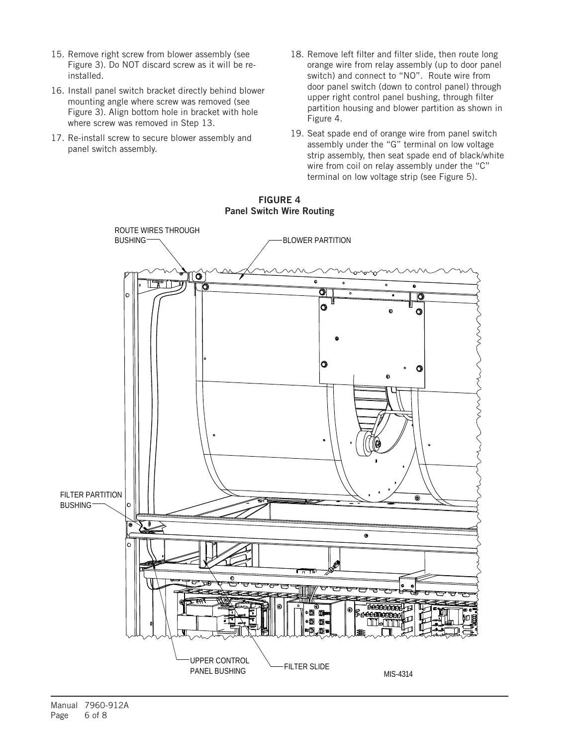15. Remove right screw from blower assembly (see Figure 3). Do NOT discard screw as it will be re-installed.

16. Install panel switch bracket directly behind blower mounting angle where screw was removed (see Figure 3). Align bottom hole in bracket with hole where screw was removed in Step 13.

17. Re-install screw to secure blower assembly and panel switch assembly.

18. Remove left filter and filter slide, then route long orange wire from relay assembly (up to door panel switch) and connect to "NO". Route wire from door panel switch (down to control panel) through upper right control panel bushing, through filter partition housing and blower partition as shown in Figure 4.

19. Seat spade end of orange wire from panel switch assembly under the "G" terminal on low voltage strip assembly, then seat spade end of black/white wire from coil on relay assembly under the "C" terminal on low voltage strip (see Figure 5).

**FIGURE 4**
**Panel Switch Wire Routing**

ROUTE WIRES THROUGH BUSHING

BLOWER PARTITION

FILTER PARTITION BUSHING

UPPER CONTROL PANEL BUSHING

FILTER SLIDE

MIS-4314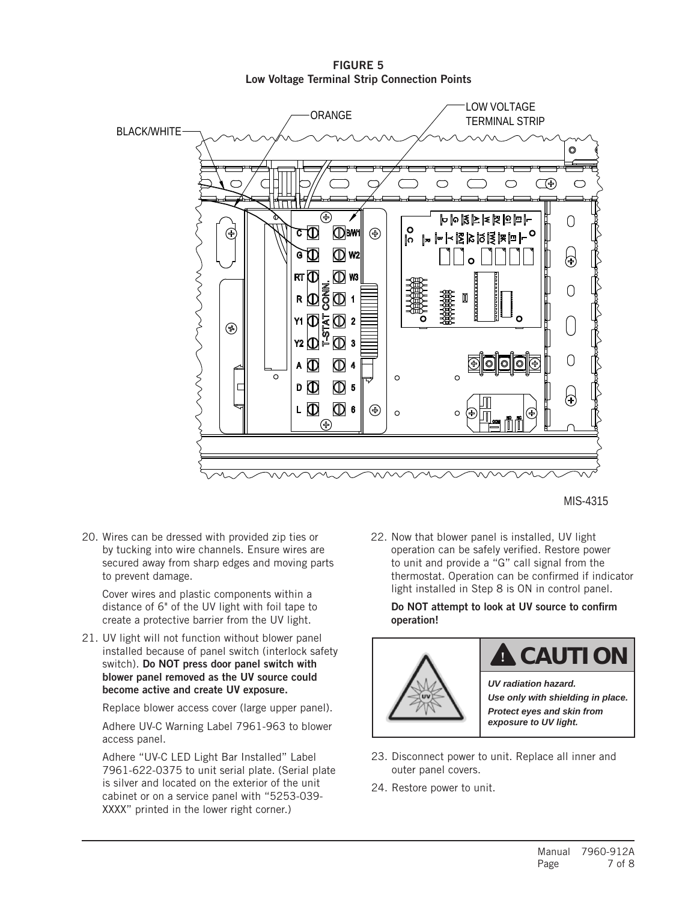**FIGURE 5**
**Low Voltage Terminal Strip Connection Points**

MIS-4315

20. Wires can be dressed with provided zip ties or by tucking into wire channels. Ensure wires are secured away from sharp edges and moving parts to prevent damage.

    Cover wires and plastic components within a distance of 6" of the UV light with foil tape to create a protective barrier from the UV light.

21. UV light will not function without blower panel installed because of panel switch (interlock safety switch). **Do NOT press door panel switch with blower panel removed as the UV source could become active and create UV exposure.**

    Replace blower access cover (large upper panel).

    Adhere UV-C Warning Label 7961-963 to blower access panel.

    Adhere "UV-C LED Light Bar Installed" Label 7961-622-0375 to unit serial plate. (Serial plate is silver and located on the exterior of the unit cabinet or on a service panel with "5253-039-XXXX" printed in the lower right corner.)

22. Now that blower panel is installed, UV light operation can be safely verified. Restore power to unit and provide a "G" call signal from the thermostat. Operation can be confirmed if indicator light installed in Step 8 is ON in control panel.

    **Do NOT attempt to look at UV source to confirm operation!**

**⚠ CAUTION**

***UV radiation hazard.***
***Use only with shielding in place.***
***Protect eyes and skin from exposure to UV light.***

23. Disconnect power to unit. Replace all inner and outer panel covers.
24. Restore power to unit.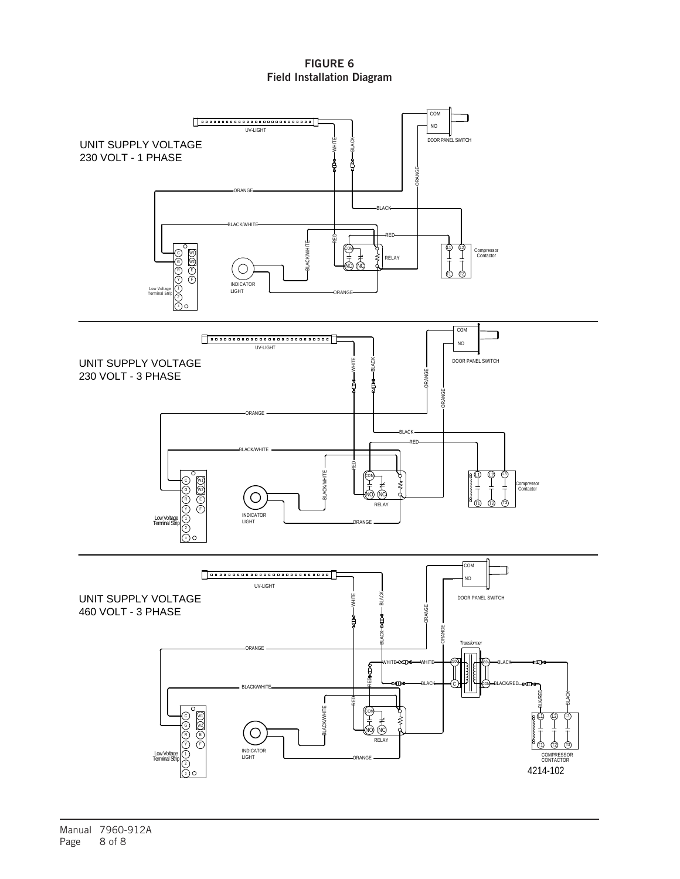**FIGURE 6**
**Field Installation Diagram**

UNIT SUPPLY VOLTAGE
230 VOLT - 1 PHASE

UV-LIGHT
WHITE
BLACK
COM
NO
DOOR PANEL SWITCH
ORANGE
ORANGE
BLACK
BLACK/WHITE
RED
RED
BLACK/WHITE
COM
NO
NC
RELAY
L1
L2
T1
T2
Compressor Contactor
C
G
R
Y
1
2
3
W1
W2
E
F
Low Voltage Terminal Strip
INDICATOR LIGHT
ORANGE

UNIT SUPPLY VOLTAGE
230 VOLT - 3 PHASE

UV-LIGHT
WHITE
BLACK
COM
NO
DOOR PANEL SWITCH
ORANGE
ORANGE
ORANGE
BLACK
RED
BLACK/WHITE
RED
BLACK/WHITE
COM
NO
NC
RELAY
L1
L2
L3
T1
T2
T3
Compressor Contactor
C
G
R
Y
1
2
3
W1
W2
E
F
Low Voltage Terminal Strip
INDICATOR LIGHT
ORANGE

UNIT SUPPLY VOLTAGE
460 VOLT - 3 PHASE

UV-LIGHT
WHITE
BLACK
COM
NO
DOOR PANEL SWITCH
ORANGE
ORANGE
ORANGE
BLACK
*Transformer*
WHITE
WHITE
230V
460V
BLACK
RED
BLACK
C
COM
BLACK/RED
BLACK/WHITE
RED
BLK/RED
BLACK
BLACK/WHITE
COM
NO
NC
RELAY
L1
L2
L3
T1
T2
T3
COMPRESSOR CONTACTOR
C
G
R
Y
1
2
3
W1
W2
E
F
Low Voltage Terminal Strip
INDICATOR LIGHT
ORANGE
4214-102

Manual 7960-912A